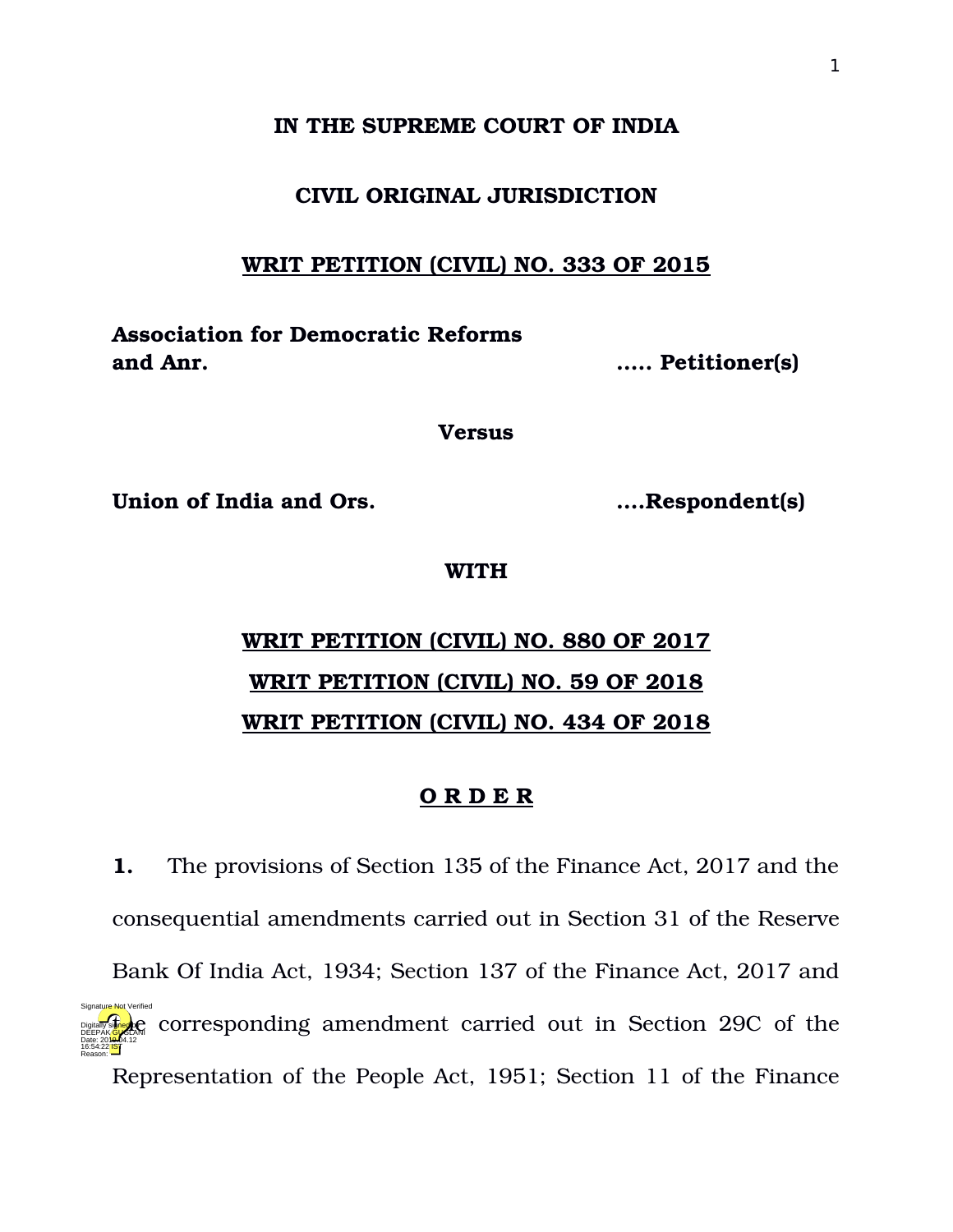**IN THE SUPREME COURT OF INDIA**

**CIVIL ORIGINAL JURISDICTION**

**WRIT PETITION (CIVIL) NO. 333 OF 2015**

**Association for Democratic Reforms and Anr.** ..... **Petitioner(s)**

**Versus**

**Union of India and Ors.** ....**Respondent(s)**

**WITH**

**WRIT PETITION (CIVIL) NO. 880 OF 2017**

**WRIT PETITION (CIVIL) NO. 59 OF 2018**

**WRIT PETITION (CIVIL) NO. 434 OF 2018**

**O R D E R**

**1.** The provisions of Section 135 of the Finance Act, 2017 and the consequential amendments carried out in Section 31 of the Reserve Bank Of India Act, 1934; Section 137 of the Finance Act, 2017 and the corresponding amendment carried out in Section 29C of the Representation of the People Act, 1951; Section 11 of the Finance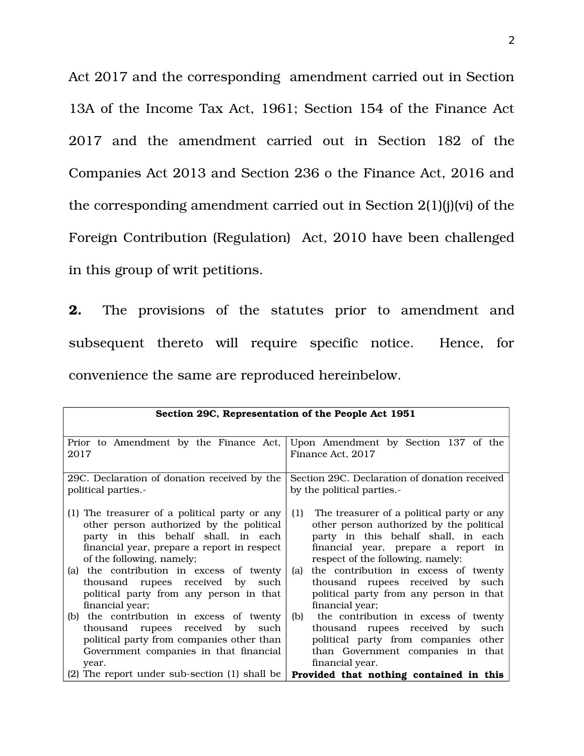Act 2017 and the corresponding amendment carried out in Section 13A of the Income Tax Act, 1961; Section 154 of the Finance Act 2017 and the amendment carried out in Section 182 of the Companies Act 2013 and Section 236 o the Finance Act, 2016 and the corresponding amendment carried out in Section 2(1)(j)(vi) of the Foreign Contribution (Regulation) Act, 2010 have been challenged in this group of writ petitions.

**2.** The provisions of the statutes prior to amendment and subsequent thereto will require specific notice. Hence, for convenience the same are reproduced hereinbelow.

| **Section 29C, Representation of the People Act 1951** | |
|---|---|
| Prior to Amendment by the Finance Act, 2017 | Upon Amendment by Section 137 of the Finance Act, 2017 |
| 29C. Declaration of donation received by the political parties.-<br><br>(1) The treasurer of a political party or any other person authorized by the political party in this behalf shall, in each financial year, prepare a report in respect of the following, namely;<br>(a) the contribution in excess of twenty thousand rupees received by such political party from any person in that financial year;<br>(b) the contribution in excess of twenty thousand rupees received by such political party from companies other than Government companies in that financial year.<br>(2) The report under sub-section (1) shall be | Section 29C. Declaration of donation received by the political parties.-<br><br>(1) The treasurer of a political party or any other person authorized by the political party in this behalf shall, in each financial year, prepare a report in respect of the following, namely:<br>(a) the contribution in excess of twenty thousand rupees received by such political party from any person in that financial year;<br>(b) the contribution in excess of twenty thousand rupees received by such political party from companies other than Government companies in that financial year.<br>**Provided that nothing contained in this** |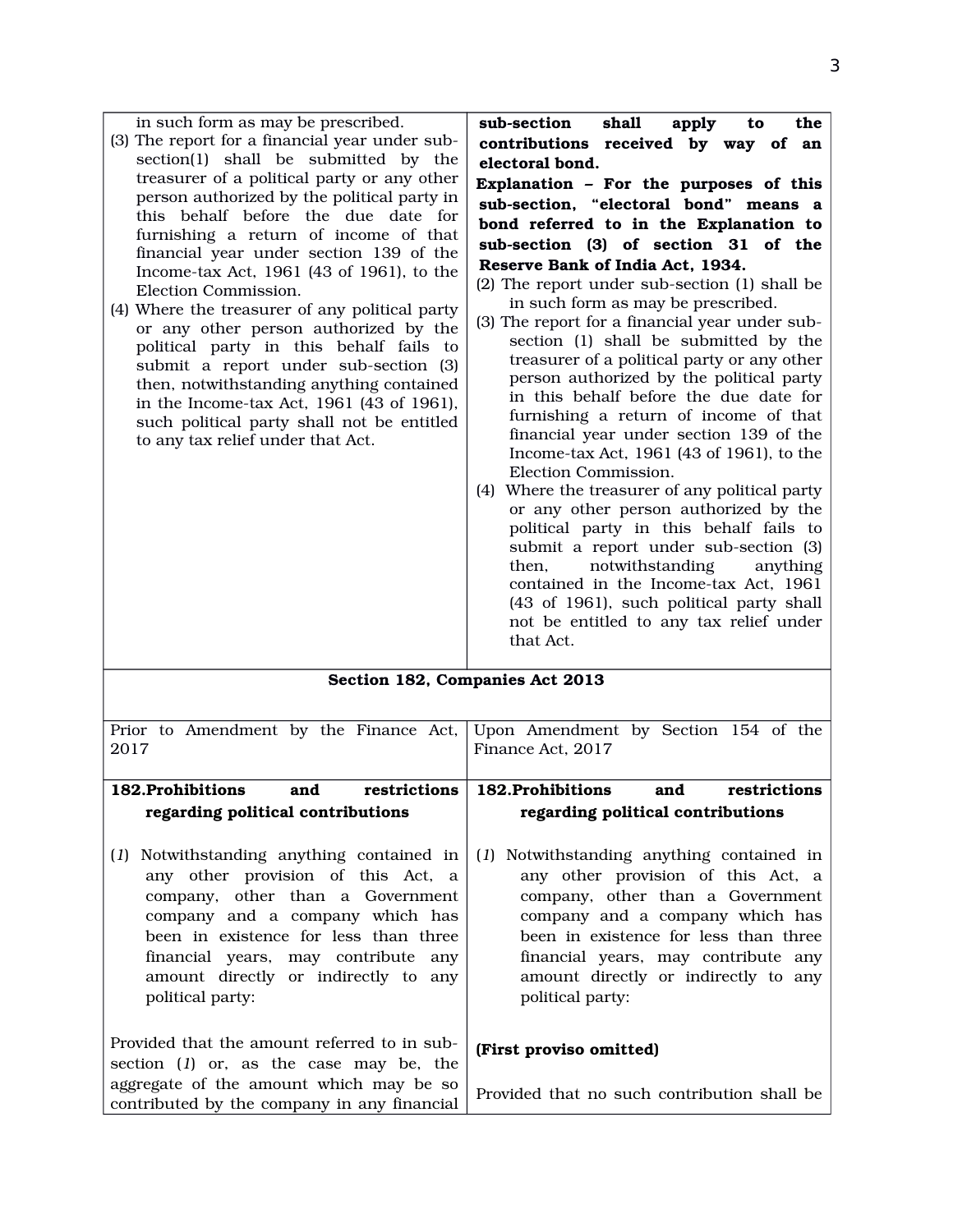| | |
|---|---|
| in such form as may be prescribed.<br>(3) The report for a financial year under sub-section(1) shall be submitted by the treasurer of a political party or any other person authorized by the political party in this behalf before the due date for furnishing a return of income of that financial year under section 139 of the Income-tax Act, 1961 (43 of 1961), to the Election Commission.<br>(4) Where the treasurer of any political party or any other person authorized by the political party in this behalf fails to submit a report under sub-section (3) then, notwithstanding anything contained in the Income-tax Act, 1961 (43 of 1961), such political party shall not be entitled to any tax relief under that Act. | **sub-section shall apply to the contributions received by way of an electoral bond.**<br>**Explanation – For the purposes of this sub-section, "electoral bond" means a bond referred to in the Explanation to sub-section (3) of section 31 of the Reserve Bank of India Act, 1934.**<br>(2) The report under sub-section (1) shall be in such form as may be prescribed.<br>(3) The report for a financial year under sub-section (1) shall be submitted by the treasurer of a political party or any other person authorized by the political party in this behalf before the due date for furnishing a return of income of that financial year under section 139 of the Income-tax Act, 1961 (43 of 1961), to the Election Commission.<br>(4) Where the treasurer of any political party or any other person authorized by the political party in this behalf fails to submit a report under sub-section (3) then, notwithstanding anything contained in the Income-tax Act, 1961 (43 of 1961), such political party shall not be entitled to any tax relief under that Act. |

**Section 182, Companies Act 2013**

| Prior to Amendment by the Finance Act, 2017 | Upon Amendment by Section 154 of the Finance Act, 2017 |
|---|---|
| **182.Prohibitions and restrictions regarding political contributions** | **182.Prohibitions and restrictions regarding political contributions** |
| (*1*) Notwithstanding anything contained in any other provision of this Act, a company, other than a Government company and a company which has been in existence for less than three financial years, may contribute any amount directly or indirectly to any political party: | (*1*) Notwithstanding anything contained in any other provision of this Act, a company, other than a Government company and a company which has been in existence for less than three financial years, may contribute any amount directly or indirectly to any political party: |
| Provided that the amount referred to in sub-section (*1*) or, as the case may be, the aggregate of the amount which may be so contributed by the company in any financial | **(First proviso omitted)**<br><br>Provided that no such contribution shall be |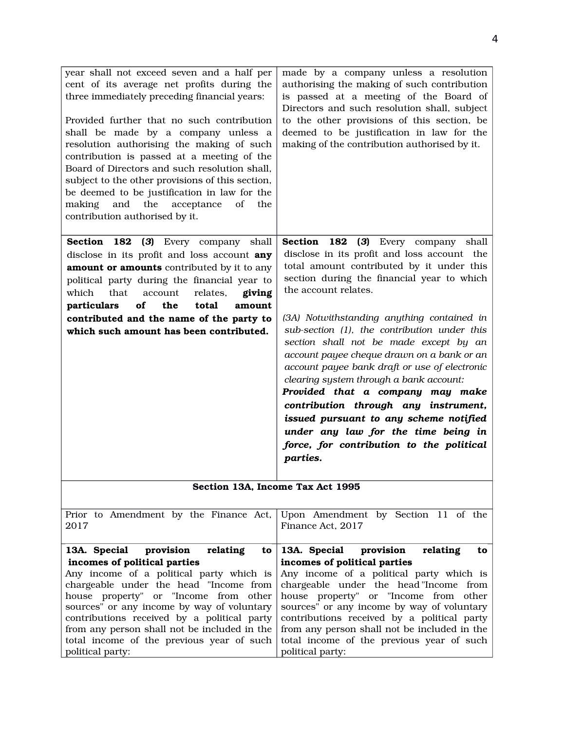| | |
|---|---|
| year shall not exceed seven and a half per cent of its average net profits during the three immediately preceding financial years:<br><br>Provided further that no such contribution shall be made by a company unless a resolution authorising the making of such contribution is passed at a meeting of the Board of Directors and such resolution shall, subject to the other provisions of this section, be deemed to be justification in law for the making and the acceptance of the contribution authorised by it. | made by a company unless a resolution authorising the making of such contribution is passed at a meeting of the Board of Directors and such resolution shall, subject to the other provisions of this section, be deemed to be justification in law for the making of the contribution authorised by it. |
| **Section 182 (*3*)** Every company shall disclose in its profit and loss account **any amount or amounts** contributed by it to any political party during the financial year to which that account relates, **giving particulars of the total amount contributed and the name of the party to which such amount has been contributed.** | **Section 182 (*3*)** Every company shall disclose in its profit and loss account the total amount contributed by it under this section during the financial year to which the account relates.<br><br>*(3A) Notwithstanding anything contained in sub-section (1), the contribution under this section shall not be made except by an account payee cheque drawn on a bank or an account payee bank draft or use of electronic clearing system through a bank account:*<br>***Provided that a company may make contribution through any instrument, issued pursuant to any scheme notified under any law for the time being in force, for contribution to the political parties.*** |
| **Section 13A, Income Tax Act 1995** | |
| Prior to Amendment by the Finance Act, 2017 | Upon Amendment by Section 11 of the Finance Act, 2017 |
| **13A. Special provision relating to incomes of political parties**<br>Any income of a political party which is chargeable under the head "Income from house property" or "Income from other sources" or any income by way of voluntary contributions received by a political party from any person shall not be included in the total income of the previous year of such political party: | **13A. Special provision relating to incomes of political parties**<br>Any income of a political party which is chargeable under the head "Income from house property" or "Income from other sources" or any income by way of voluntary contributions received by a political party from any person shall not be included in the total income of the previous year of such political party: |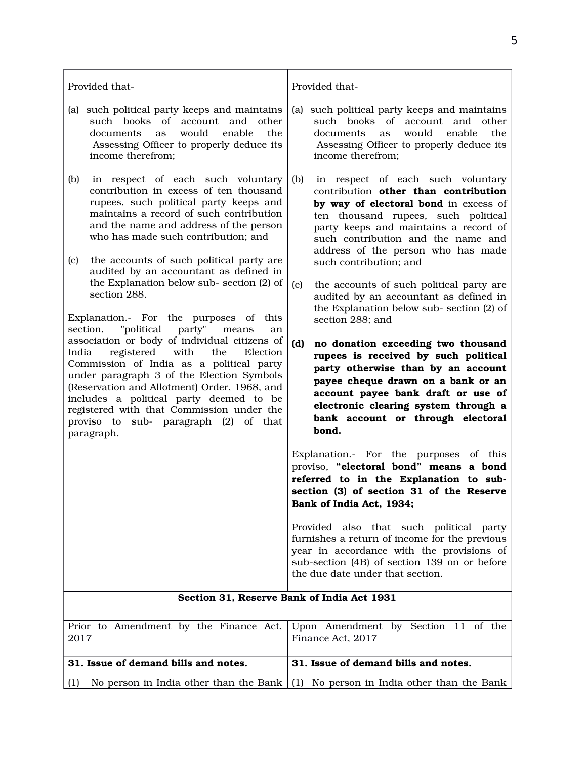| | |
|---|---|
| Provided that-<br><br>(a) such political party keeps and maintains such books of account and other documents as would enable the Assessing Officer to properly deduce its income therefrom;<br><br>(b) in respect of each such voluntary contribution in excess of ten thousand rupees, such political party keeps and maintains a record of such contribution and the name and address of the person who has made such contribution; and<br><br>(c) the accounts of such political party are audited by an accountant as defined in the Explanation below sub- section (2) of section 288.<br><br>Explanation.- For the purposes of this section, "political party" means an association or body of individual citizens of India registered with the Election Commission of India as a political party under paragraph 3 of the Election Symbols (Reservation and Allotment) Order, 1968, and includes a political party deemed to be registered with that Commission under the proviso to sub- paragraph (2) of that paragraph. | Provided that-<br><br>(a) such political party keeps and maintains such books of account and other documents as would enable the Assessing Officer to properly deduce its income therefrom;<br><br>(b) in respect of each such voluntary contribution **other than contribution by way of electoral bond** in excess of ten thousand rupees, such political party keeps and maintains a record of such contribution and the name and address of the person who has made such contribution; and<br><br>(c) the accounts of such political party are audited by an accountant as defined in the Explanation below sub- section (2) of section 288; and<br><br>**(d) no donation exceeding two thousand rupees is received by such political party otherwise than by an account payee cheque drawn on a bank or an account payee bank draft or use of electronic clearing system through a bank account or through electoral bond.**<br><br>Explanation.- For the purposes of this proviso, **"electoral bond" means a bond referred to in the Explanation to sub-section (3) of section 31 of the Reserve Bank of India Act, 1934;**<br><br>Provided also that such political party furnishes a return of income for the previous year in accordance with the provisions of sub-section (4B) of section 139 on or before the due date under that section. |
| **Section 31, Reserve Bank of India Act 1931** | |
| Prior to Amendment by the Finance Act, 2017 | Upon Amendment by Section 11 of the Finance Act, 2017 |
| **31. Issue of demand bills and notes.** | **31. Issue of demand bills and notes.** |
| (1) No person in India other than the Bank | (1) No person in India other than the Bank |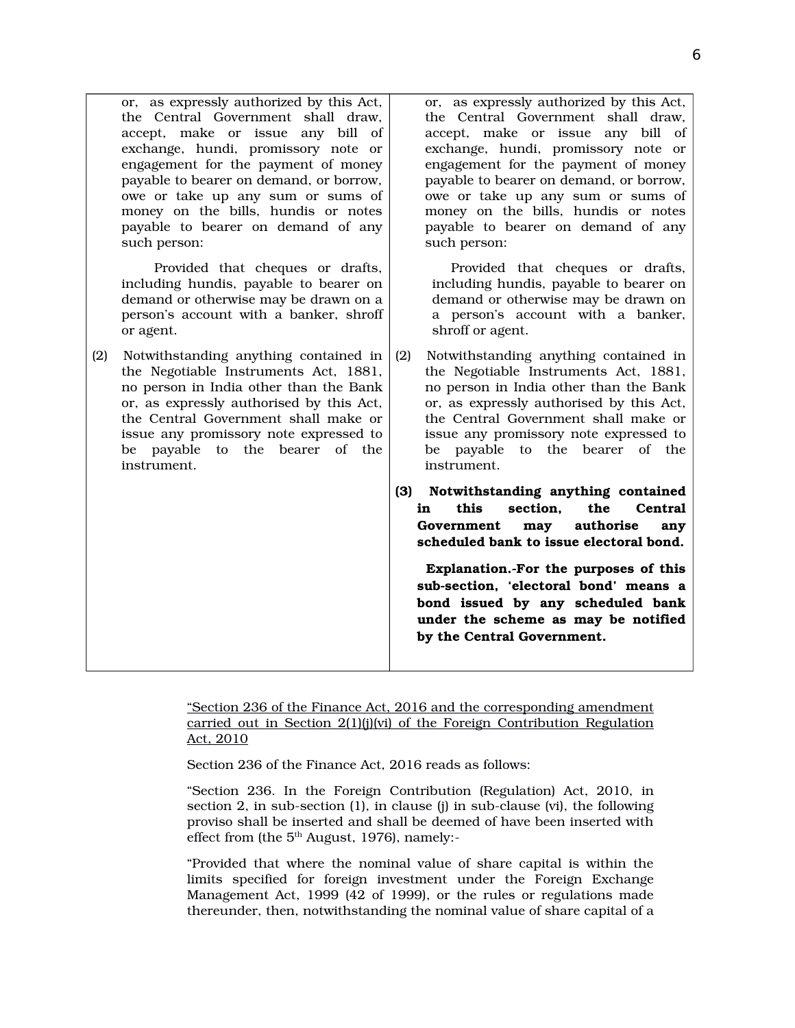| | |
|---|---|
| or, as expressly authorized by this Act, the Central Government shall draw, accept, make or issue any bill of exchange, hundi, promissory note or engagement for the payment of money payable to bearer on demand, or borrow, owe or take up any sum or sums of money on the bills, hundis or notes payable to bearer on demand of any such person:<br><br>Provided that cheques or drafts, including hundis, payable to bearer on demand or otherwise may be drawn on a person's account with a banker, shroff or agent. | or, as expressly authorized by this Act, the Central Government shall draw, accept, make or issue any bill of exchange, hundi, promissory note or engagement for the payment of money payable to bearer on demand, or borrow, owe or take up any sum or sums of money on the bills, hundis or notes payable to bearer on demand of any such person:<br><br>Provided that cheques or drafts, including hundis, payable to bearer on demand or otherwise may be drawn on a person's account with a banker, shroff or agent. |
| (2) Notwithstanding anything contained in the Negotiable Instruments Act, 1881, no person in India other than the Bank or, as expressly authorised by this Act, the Central Government shall make or issue any promissory note expressed to be payable to the bearer of the instrument. | (2) Notwithstanding anything contained in the Negotiable Instruments Act, 1881, no person in India other than the Bank or, as expressly authorised by this Act, the Central Government shall make or issue any promissory note expressed to be payable to the bearer of the instrument.<br><br>**(3) Notwithstanding anything contained in this section, the Central Government may authorise any scheduled bank to issue electoral bond.**<br><br>**Explanation.-For the purposes of this sub-section, 'electoral bond' means a bond issued by any scheduled bank under the scheme as may be notified by the Central Government.** |

"Section 236 of the Finance Act, 2016 and the corresponding amendment carried out in Section 2(1)(j)(vi) of the Foreign Contribution Regulation Act, 2010

Section 236 of the Finance Act, 2016 reads as follows:

"Section 236. In the Foreign Contribution (Regulation) Act, 2010, in section 2, in sub-section (1), in clause (j) in sub-clause (vi), the following proviso shall be inserted and shall be deemed of have been inserted with effect from (the 5th August, 1976), namely:-

"Provided that where the nominal value of share capital is within the limits specified for foreign investment under the Foreign Exchange Management Act, 1999 (42 of 1999), or the rules or regulations made thereunder, then, notwithstanding the nominal value of share capital of a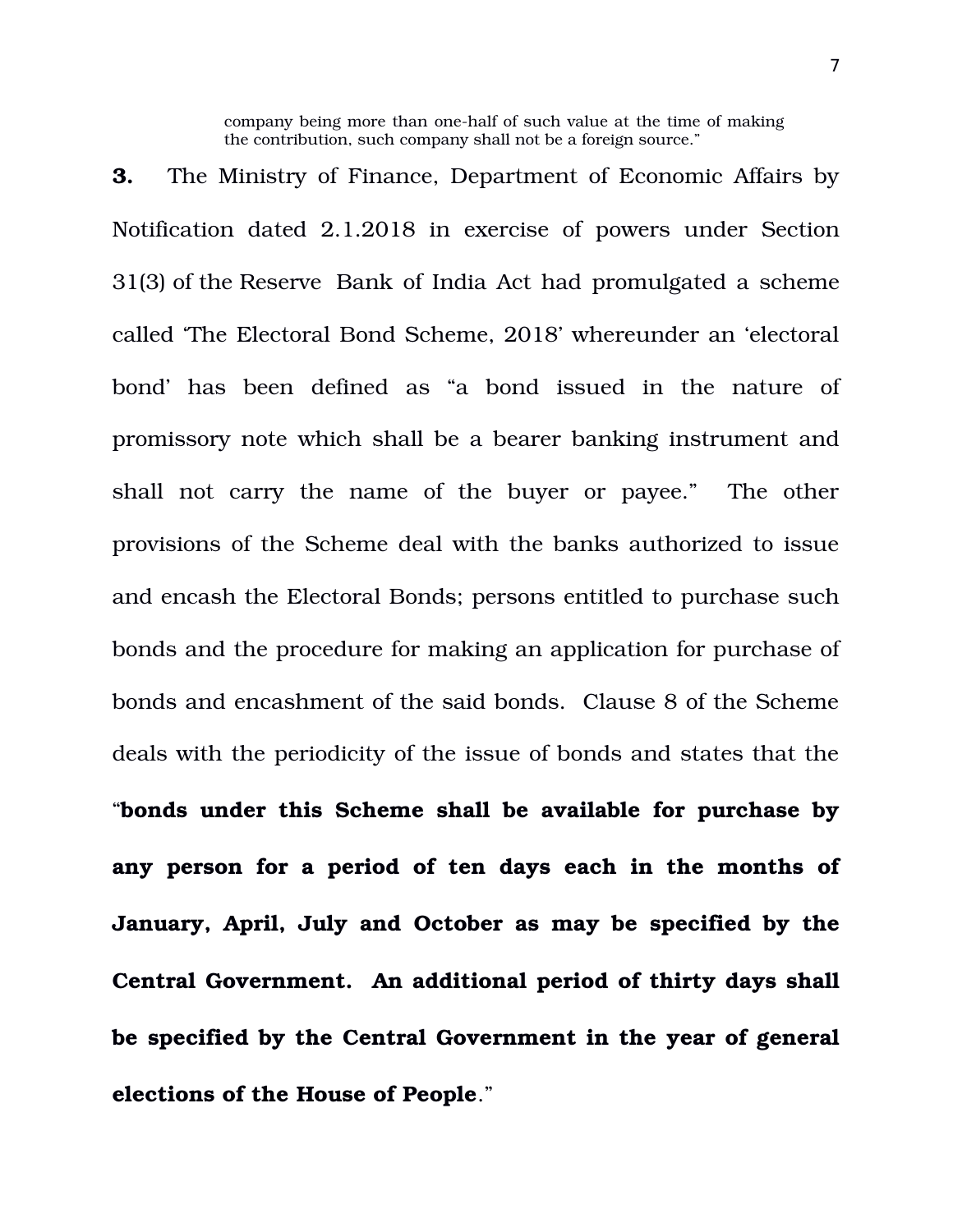> company being more than one-half of such value at the time of making the contribution, such company shall not be a foreign source."

**3.** The Ministry of Finance, Department of Economic Affairs by Notification dated 2.1.2018 in exercise of powers under Section 31(3) of the Reserve Bank of India Act had promulgated a scheme called 'The Electoral Bond Scheme, 2018' whereunder an 'electoral bond' has been defined as "a bond issued in the nature of promissory note which shall be a bearer banking instrument and shall not carry the name of the buyer or payee." The other provisions of the Scheme deal with the banks authorized to issue and encash the Electoral Bonds; persons entitled to purchase such bonds and the procedure for making an application for purchase of bonds and encashment of the said bonds. Clause 8 of the Scheme deals with the periodicity of the issue of bonds and states that the "**bonds under this Scheme shall be available for purchase by any person for a period of ten days each in the months of January, April, July and October as may be specified by the Central Government. An additional period of thirty days shall be specified by the Central Government in the year of general elections of the House of People**."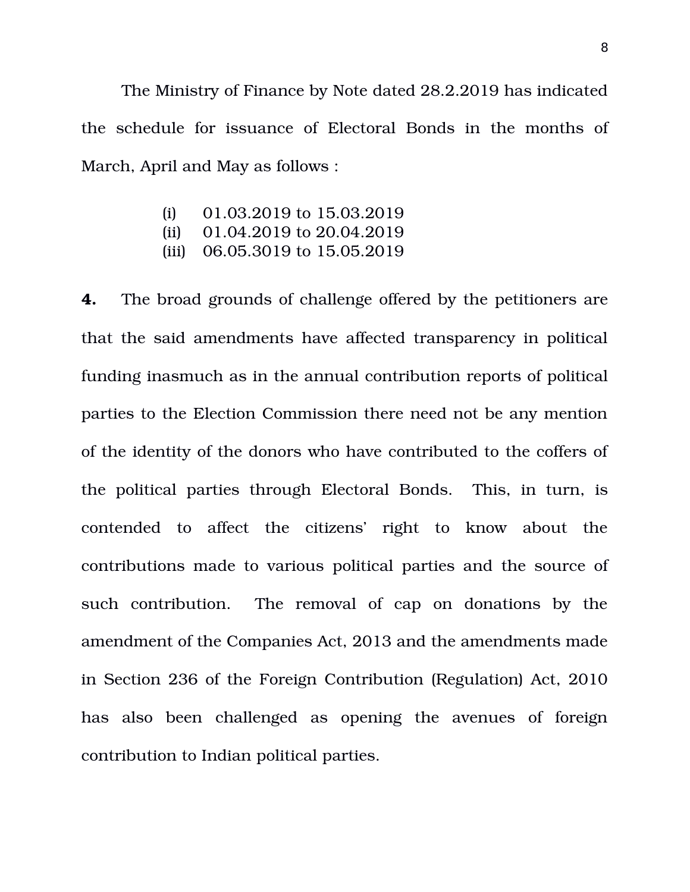The Ministry of Finance by Note dated 28.2.2019 has indicated the schedule for issuance of Electoral Bonds in the months of March, April and May as follows :

(i) 01.03.2019 to 15.03.2019
(ii) 01.04.2019 to 20.04.2019
(iii) 06.05.3019 to 15.05.2019

**4.** The broad grounds of challenge offered by the petitioners are that the said amendments have affected transparency in political funding inasmuch as in the annual contribution reports of political parties to the Election Commission there need not be any mention of the identity of the donors who have contributed to the coffers of the political parties through Electoral Bonds. This, in turn, is contended to affect the citizens' right to know about the contributions made to various political parties and the source of such contribution. The removal of cap on donations by the amendment of the Companies Act, 2013 and the amendments made in Section 236 of the Foreign Contribution (Regulation) Act, 2010 has also been challenged as opening the avenues of foreign contribution to Indian political parties.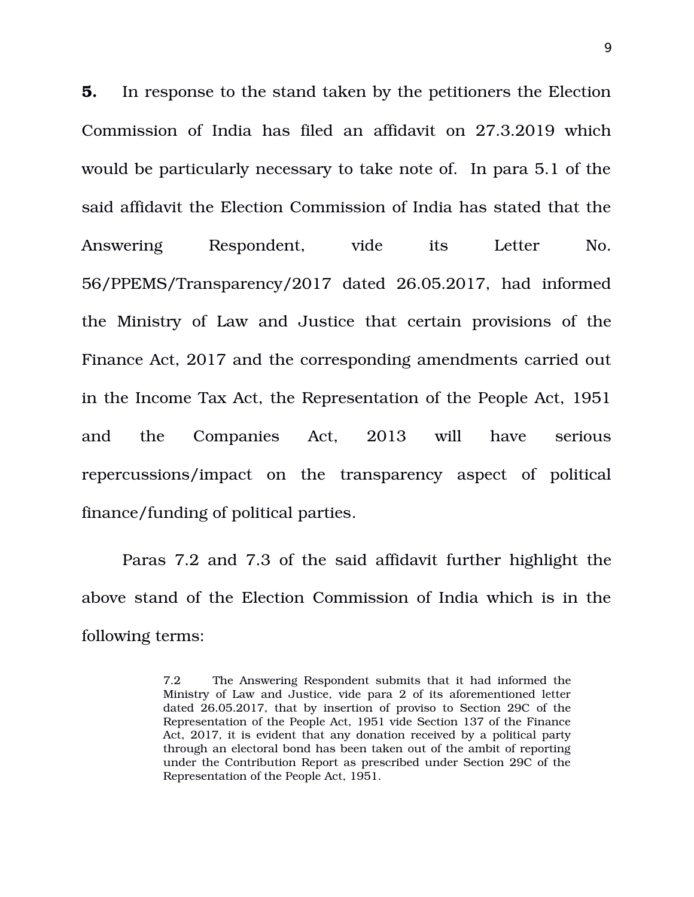**5.** In response to the stand taken by the petitioners the Election Commission of India has filed an affidavit on 27.3.2019 which would be particularly necessary to take note of. In para 5.1 of the said affidavit the Election Commission of India has stated that the Answering Respondent, vide its Letter No. 56/PPEMS/Transparency/2017 dated 26.05.2017, had informed the Ministry of Law and Justice that certain provisions of the Finance Act, 2017 and the corresponding amendments carried out in the Income Tax Act, the Representation of the People Act, 1951 and the Companies Act, 2013 will have serious repercussions/impact on the transparency aspect of political finance/funding of political parties.

Paras 7.2 and 7.3 of the said affidavit further highlight the above stand of the Election Commission of India which is in the following terms:

> 7.2 The Answering Respondent submits that it had informed the Ministry of Law and Justice, vide para 2 of its aforementioned letter dated 26.05.2017, that by insertion of proviso to Section 29C of the Representation of the People Act, 1951 vide Section 137 of the Finance Act, 2017, it is evident that any donation received by a political party through an electoral bond has been taken out of the ambit of reporting under the Contribution Report as prescribed under Section 29C of the Representation of the People Act, 1951.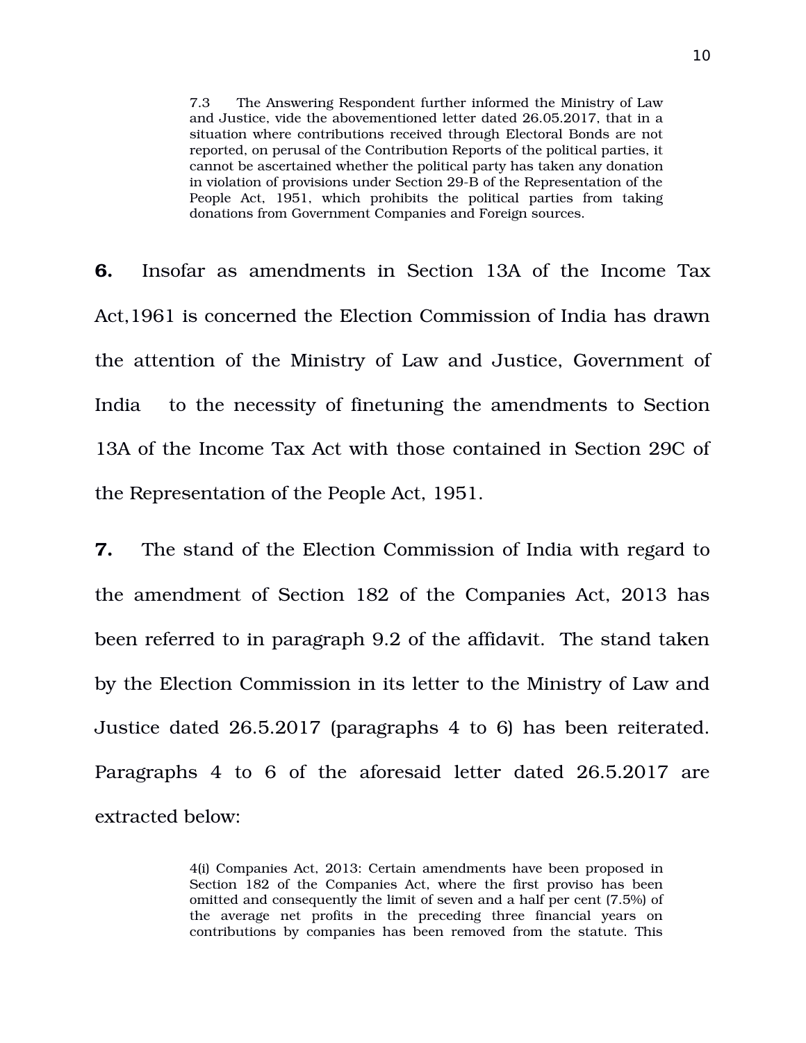> 7.3 The Answering Respondent further informed the Ministry of Law and Justice, vide the abovementioned letter dated 26.05.2017, that in a situation where contributions received through Electoral Bonds are not reported, on perusal of the Contribution Reports of the political parties, it cannot be ascertained whether the political party has taken any donation in violation of provisions under Section 29-B of the Representation of the People Act, 1951, which prohibits the political parties from taking donations from Government Companies and Foreign sources.

**6.** Insofar as amendments in Section 13A of the Income Tax Act,1961 is concerned the Election Commission of India has drawn the attention of the Ministry of Law and Justice, Government of India to the necessity of finetuning the amendments to Section 13A of the Income Tax Act with those contained in Section 29C of the Representation of the People Act, 1951.

**7.** The stand of the Election Commission of India with regard to the amendment of Section 182 of the Companies Act, 2013 has been referred to in paragraph 9.2 of the affidavit. The stand taken by the Election Commission in its letter to the Ministry of Law and Justice dated 26.5.2017 (paragraphs 4 to 6) has been reiterated. Paragraphs 4 to 6 of the aforesaid letter dated 26.5.2017 are extracted below:

> 4(i) Companies Act, 2013: Certain amendments have been proposed in Section 182 of the Companies Act, where the first proviso has been omitted and consequently the limit of seven and a half per cent (7.5%) of the average net profits in the preceding three financial years on contributions by companies has been removed from the statute. This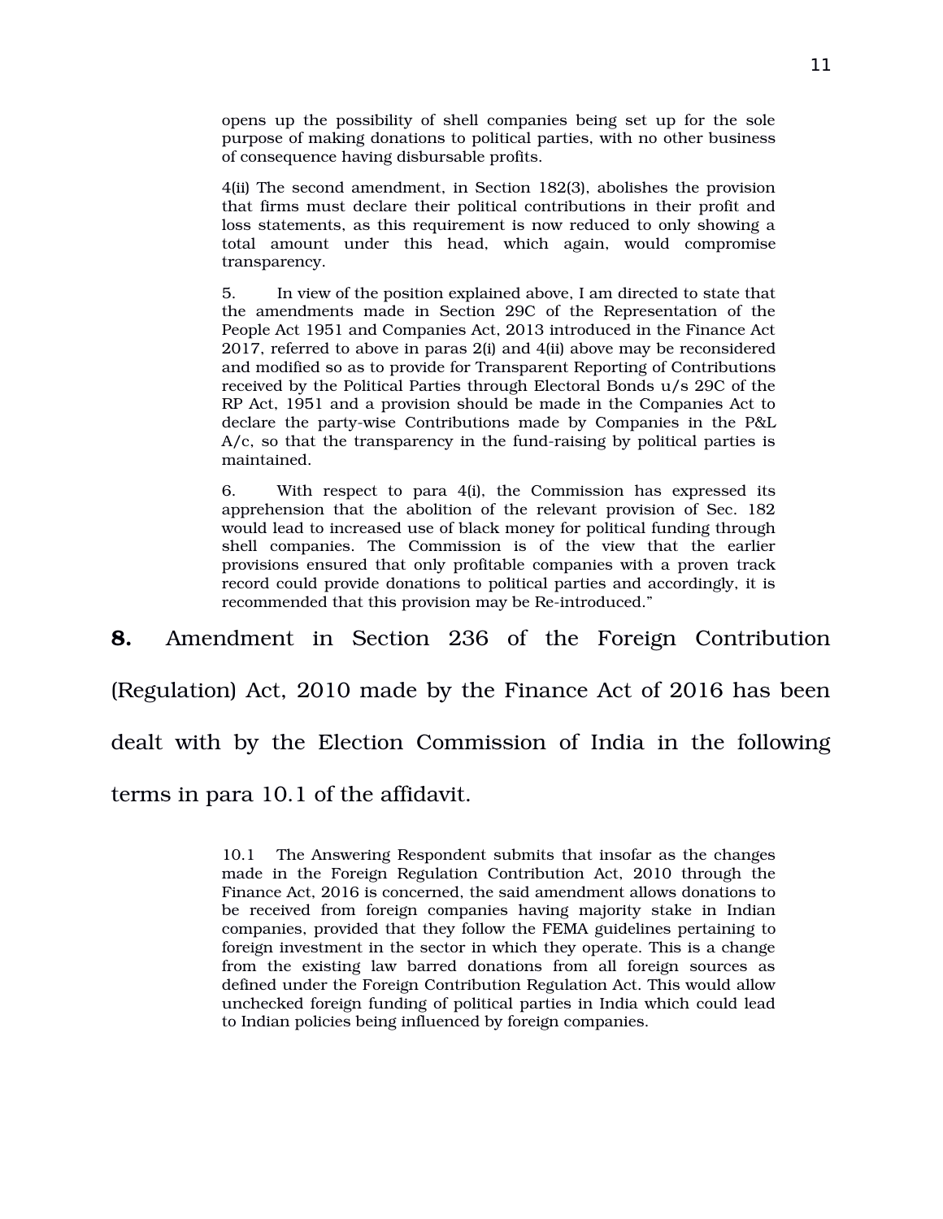> opens up the possibility of shell companies being set up for the sole purpose of making donations to political parties, with no other business of consequence having disbursable profits.
>
> 4(ii) The second amendment, in Section 182(3), abolishes the provision that firms must declare their political contributions in their profit and loss statements, as this requirement is now reduced to only showing a total amount under this head, which again, would compromise transparency.
>
> 5. In view of the position explained above, I am directed to state that the amendments made in Section 29C of the Representation of the People Act 1951 and Companies Act, 2013 introduced in the Finance Act 2017, referred to above in paras 2(i) and 4(ii) above may be reconsidered and modified so as to provide for Transparent Reporting of Contributions received by the Political Parties through Electoral Bonds u/s 29C of the RP Act, 1951 and a provision should be made in the Companies Act to declare the party-wise Contributions made by Companies in the P&L A/c, so that the transparency in the fund-raising by political parties is maintained.
>
> 6. With respect to para 4(i), the Commission has expressed its apprehension that the abolition of the relevant provision of Sec. 182 would lead to increased use of black money for political funding through shell companies. The Commission is of the view that the earlier provisions ensured that only profitable companies with a proven track record could provide donations to political parties and accordingly, it is recommended that this provision may be Re-introduced."

**8.** Amendment in Section 236 of the Foreign Contribution (Regulation) Act, 2010 made by the Finance Act of 2016 has been dealt with by the Election Commission of India in the following terms in para 10.1 of the affidavit.

> 10.1 The Answering Respondent submits that insofar as the changes made in the Foreign Regulation Contribution Act, 2010 through the Finance Act, 2016 is concerned, the said amendment allows donations to be received from foreign companies having majority stake in Indian companies, provided that they follow the FEMA guidelines pertaining to foreign investment in the sector in which they operate. This is a change from the existing law barred donations from all foreign sources as defined under the Foreign Contribution Regulation Act. This would allow unchecked foreign funding of political parties in India which could lead to Indian policies being influenced by foreign companies.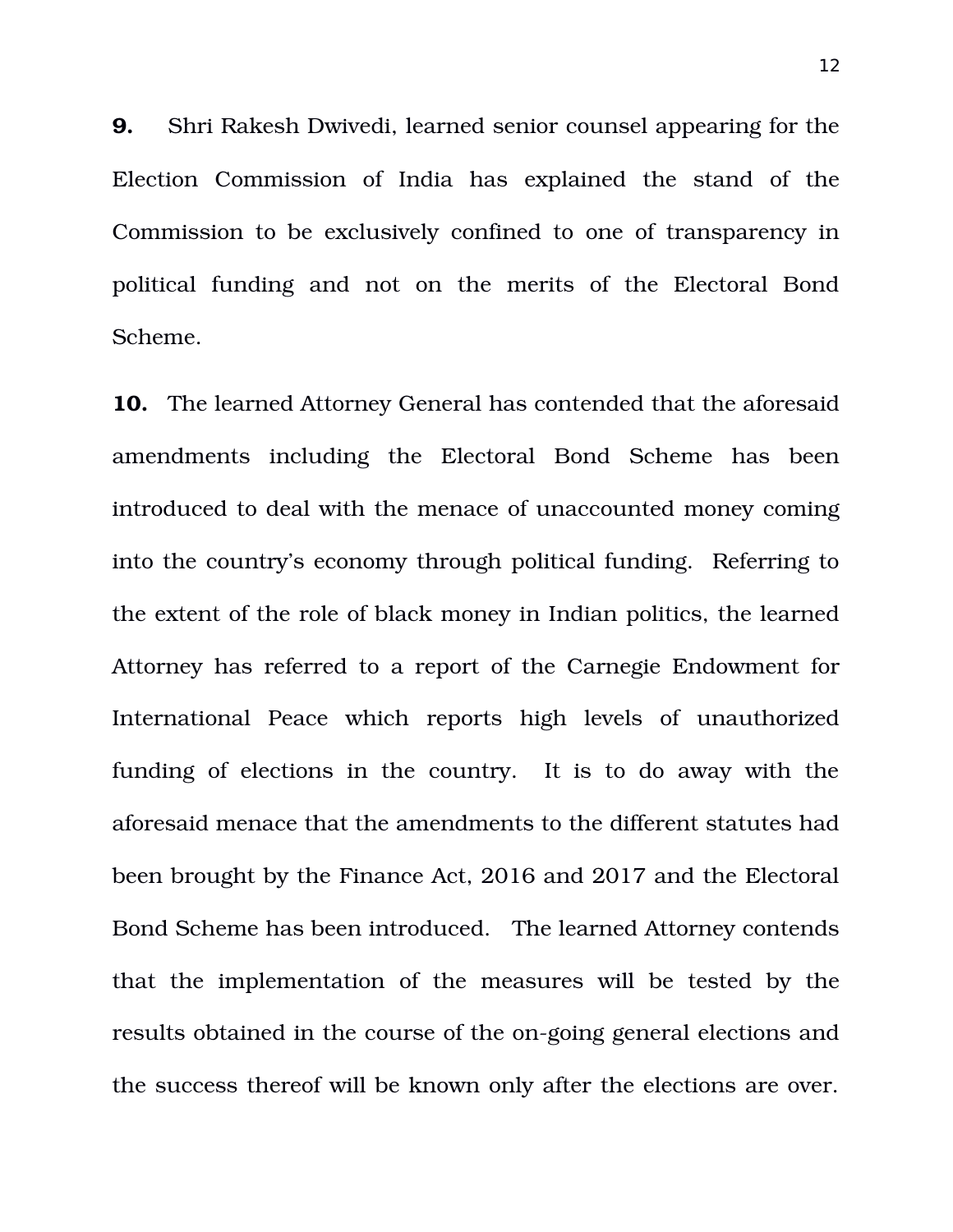**9.** Shri Rakesh Dwivedi, learned senior counsel appearing for the Election Commission of India has explained the stand of the Commission to be exclusively confined to one of transparency in political funding and not on the merits of the Electoral Bond Scheme.

**10.** The learned Attorney General has contended that the aforesaid amendments including the Electoral Bond Scheme has been introduced to deal with the menace of unaccounted money coming into the country's economy through political funding. Referring to the extent of the role of black money in Indian politics, the learned Attorney has referred to a report of the Carnegie Endowment for International Peace which reports high levels of unauthorized funding of elections in the country. It is to do away with the aforesaid menace that the amendments to the different statutes had been brought by the Finance Act, 2016 and 2017 and the Electoral Bond Scheme has been introduced. The learned Attorney contends that the implementation of the measures will be tested by the results obtained in the course of the on-going general elections and the success thereof will be known only after the elections are over.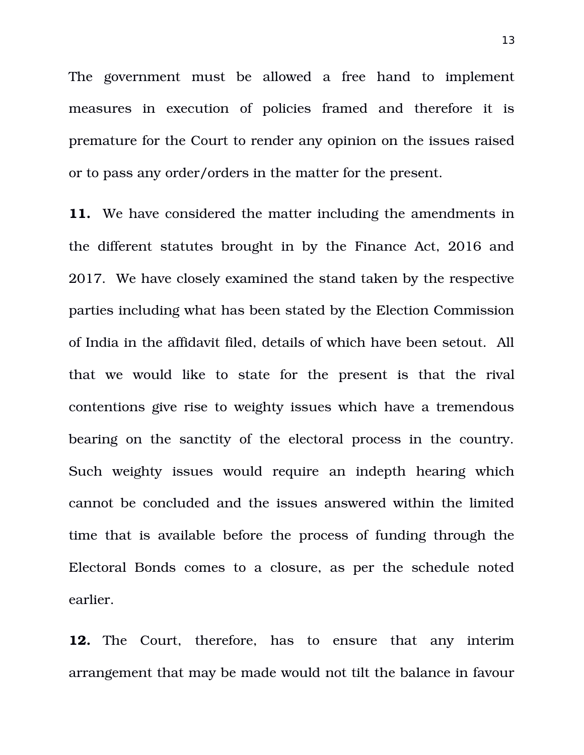The government must be allowed a free hand to implement measures in execution of policies framed and therefore it is premature for the Court to render any opinion on the issues raised or to pass any order/orders in the matter for the present.

**11.** We have considered the matter including the amendments in the different statutes brought in by the Finance Act, 2016 and 2017. We have closely examined the stand taken by the respective parties including what has been stated by the Election Commission of India in the affidavit filed, details of which have been setout. All that we would like to state for the present is that the rival contentions give rise to weighty issues which have a tremendous bearing on the sanctity of the electoral process in the country. Such weighty issues would require an indepth hearing which cannot be concluded and the issues answered within the limited time that is available before the process of funding through the Electoral Bonds comes to a closure, as per the schedule noted earlier.

**12.** The Court, therefore, has to ensure that any interim arrangement that may be made would not tilt the balance in favour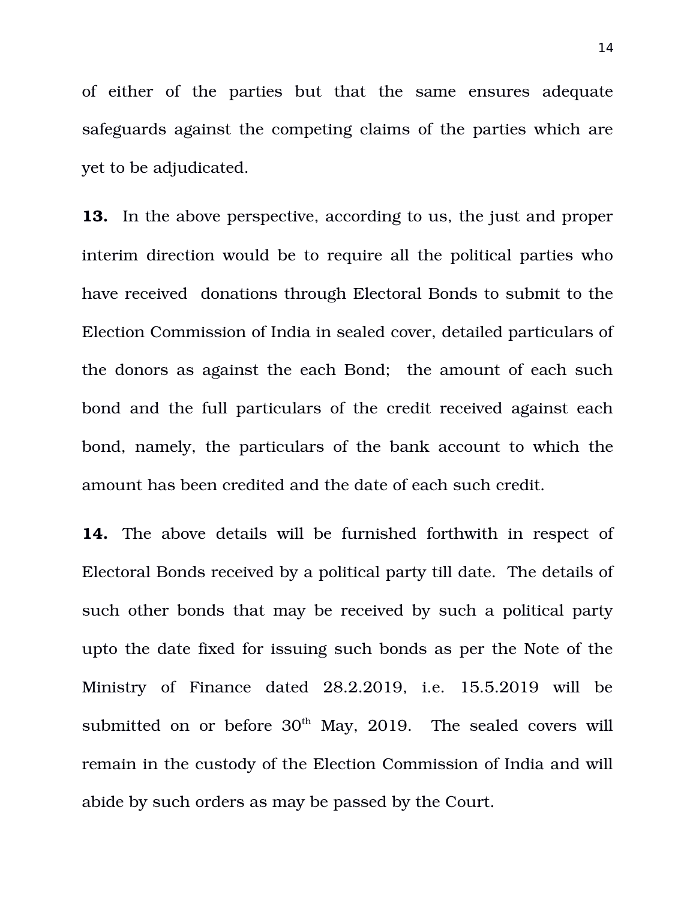of either of the parties but that the same ensures adequate safeguards against the competing claims of the parties which are yet to be adjudicated.

**13.** In the above perspective, according to us, the just and proper interim direction would be to require all the political parties who have received donations through Electoral Bonds to submit to the Election Commission of India in sealed cover, detailed particulars of the donors as against the each Bond; the amount of each such bond and the full particulars of the credit received against each bond, namely, the particulars of the bank account to which the amount has been credited and the date of each such credit.

**14.** The above details will be furnished forthwith in respect of Electoral Bonds received by a political party till date. The details of such other bonds that may be received by such a political party upto the date fixed for issuing such bonds as per the Note of the Ministry of Finance dated 28.2.2019, i.e. 15.5.2019 will be submitted on or before 30th May, 2019. The sealed covers will remain in the custody of the Election Commission of India and will abide by such orders as may be passed by the Court.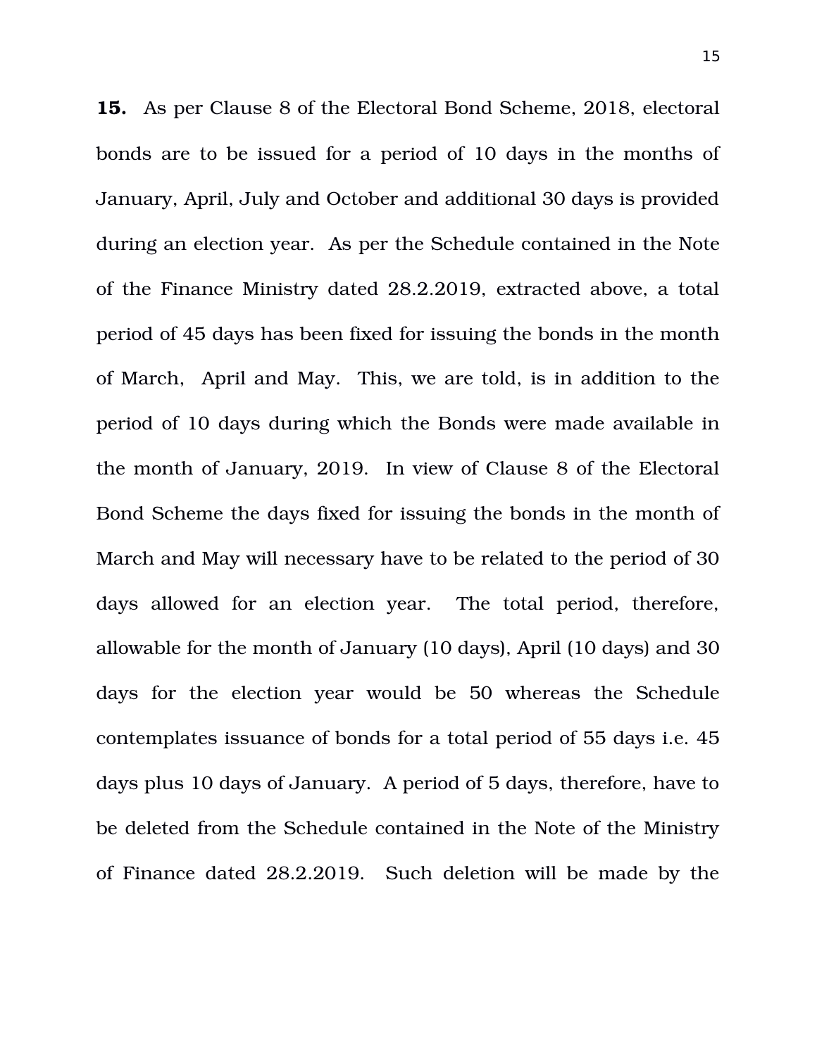**15.** As per Clause 8 of the Electoral Bond Scheme, 2018, electoral bonds are to be issued for a period of 10 days in the months of January, April, July and October and additional 30 days is provided during an election year. As per the Schedule contained in the Note of the Finance Ministry dated 28.2.2019, extracted above, a total period of 45 days has been fixed for issuing the bonds in the month of March, April and May. This, we are told, is in addition to the period of 10 days during which the Bonds were made available in the month of January, 2019. In view of Clause 8 of the Electoral Bond Scheme the days fixed for issuing the bonds in the month of March and May will necessary have to be related to the period of 30 days allowed for an election year. The total period, therefore, allowable for the month of January (10 days), April (10 days) and 30 days for the election year would be 50 whereas the Schedule contemplates issuance of bonds for a total period of 55 days i.e. 45 days plus 10 days of January. A period of 5 days, therefore, have to be deleted from the Schedule contained in the Note of the Ministry of Finance dated 28.2.2019. Such deletion will be made by the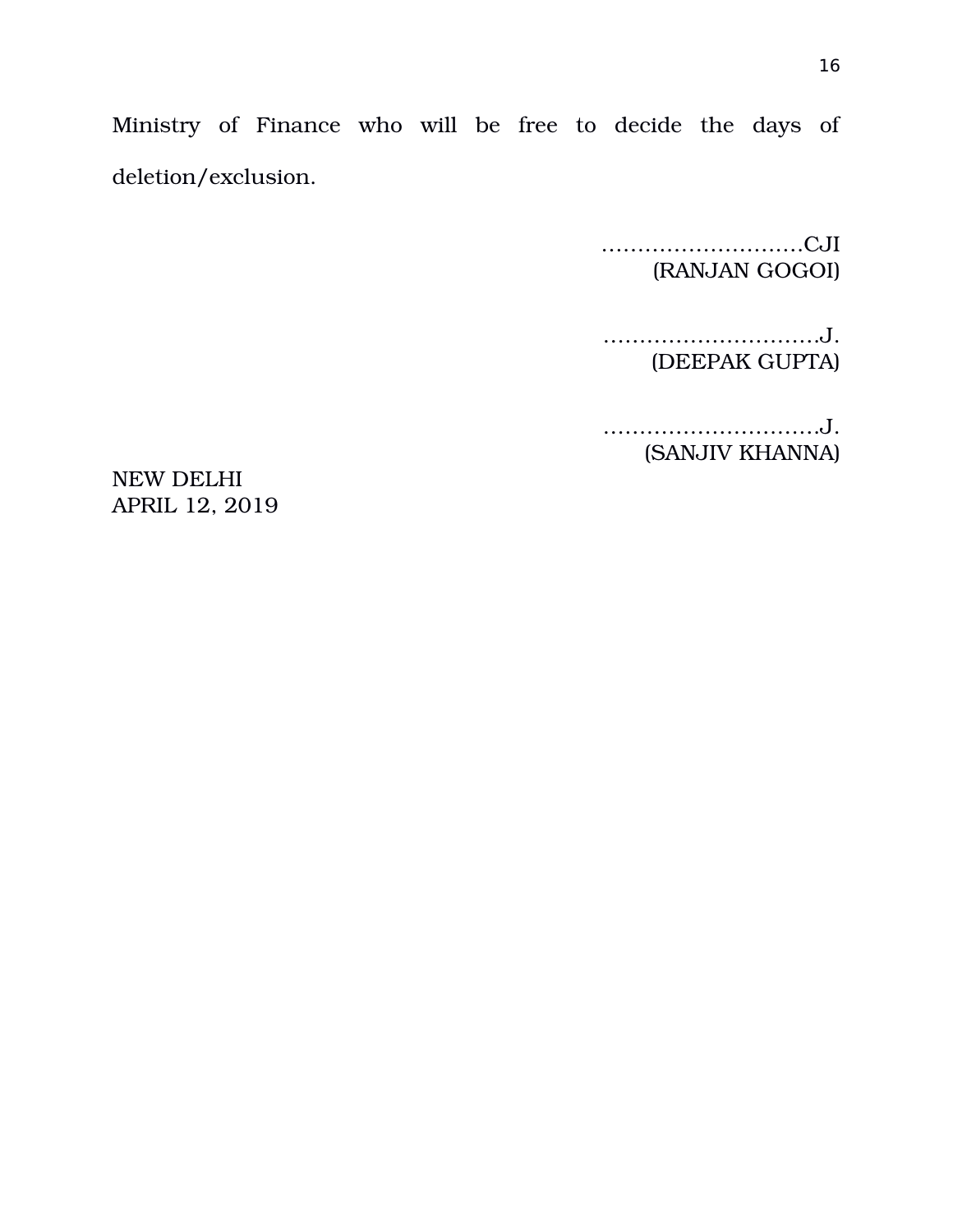Ministry of Finance who will be free to decide the days of deletion/exclusion.

……………………….CJI
(RANJAN GOGOI)

………………………..J.
(DEEPAK GUPTA)

………………………..J.
(SANJIV KHANNA)

NEW DELHI
APRIL 12, 2019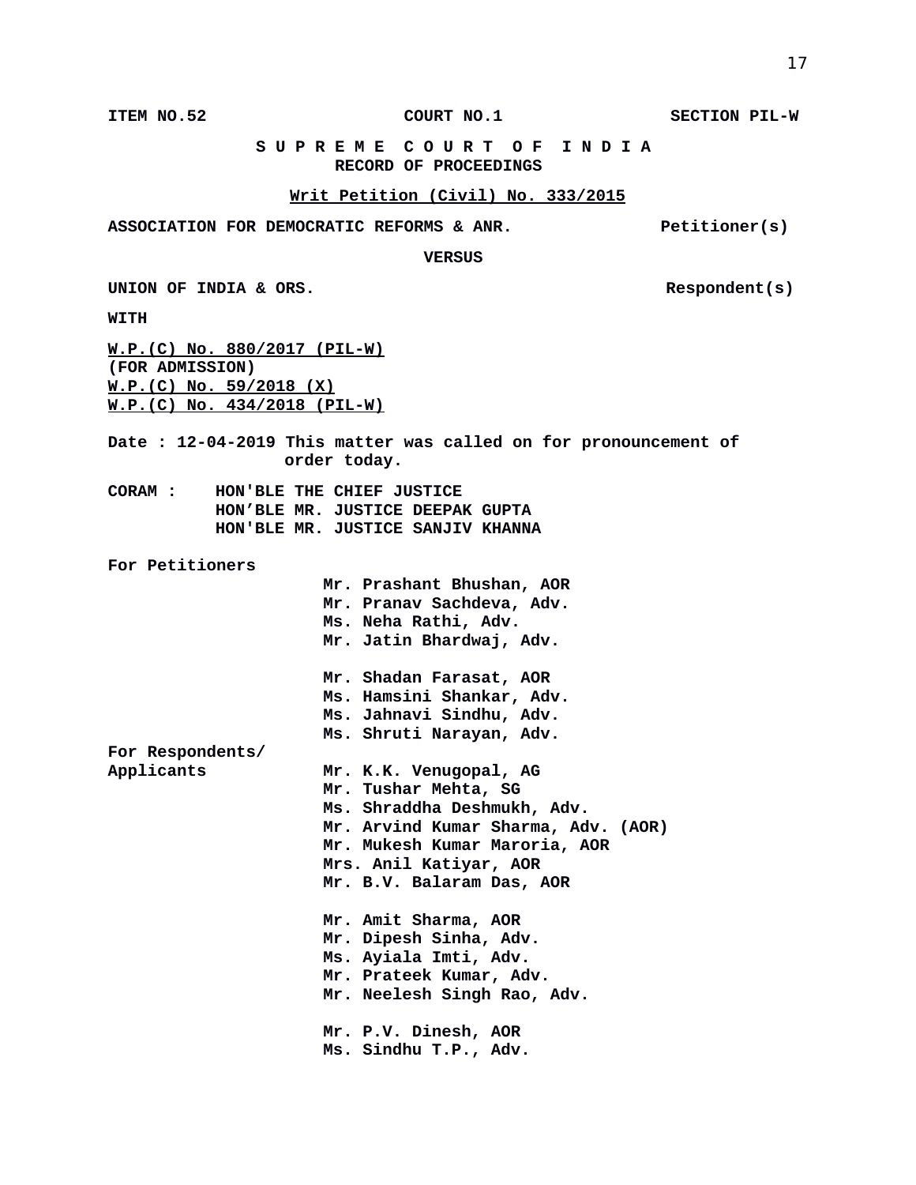**ITEM NO.52 COURT NO.1 SECTION PIL-W**

**S U P R E M E C O U R T O F I N D I A**
**RECORD OF PROCEEDINGS**

**Writ Petition (Civil) No. 333/2015**

**ASSOCIATION FOR DEMOCRATIC REFORMS & ANR. Petitioner(s)**

**VERSUS**

**UNION OF INDIA & ORS. Respondent(s)**

**WITH**

**W.P.(C) No. 880/2017 (PIL-W)**
**(FOR ADMISSION)**
**W.P.(C) No. 59/2018 (X)**
**W.P.(C) No. 434/2018 (PIL-W)**

**Date : 12-04-2019 This matter was called on for pronouncement of order today.**

**CORAM : HON'BLE THE CHIEF JUSTICE**
**HON'BLE MR. JUSTICE DEEPAK GUPTA**
**HON'BLE MR. JUSTICE SANJIV KHANNA**

**For Petitioners**

**Mr. Prashant Bhushan, AOR**
**Mr. Pranav Sachdeva, Adv.**
**Ms. Neha Rathi, Adv.**
**Mr. Jatin Bhardwaj, Adv.**

**Mr. Shadan Farasat, AOR**
**Ms. Hamsini Shankar, Adv.**
**Ms. Jahnavi Sindhu, Adv.**
**Ms. Shruti Narayan, Adv.**

**For Respondents/ Applicants**

**Mr. K.K. Venugopal, AG**
**Mr. Tushar Mehta, SG**
**Ms. Shraddha Deshmukh, Adv.**
**Mr. Arvind Kumar Sharma, Adv. (AOR)**
**Mr. Mukesh Kumar Maroria, AOR**
**Mrs. Anil Katiyar, AOR**
**Mr. B.V. Balaram Das, AOR**

**Mr. Amit Sharma, AOR**
**Mr. Dipesh Sinha, Adv.**
**Ms. Ayiala Imti, Adv.**
**Mr. Prateek Kumar, Adv.**
**Mr. Neelesh Singh Rao, Adv.**

**Mr. P.V. Dinesh, AOR**
**Ms. Sindhu T.P., Adv.**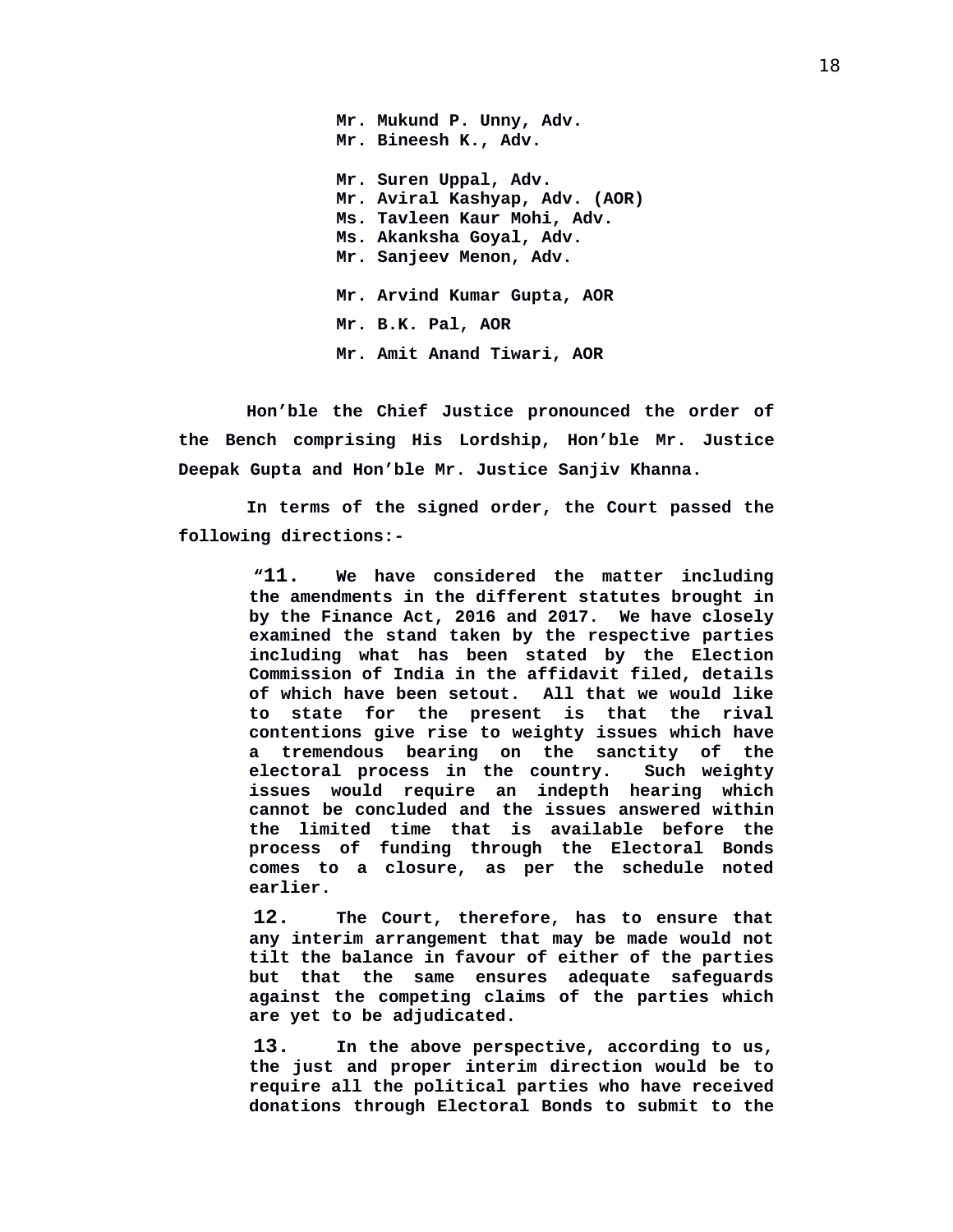**Mr. Mukund P. Unny, Adv.**
**Mr. Bineesh K., Adv.**

**Mr. Suren Uppal, Adv.**
**Mr. Aviral Kashyap, Adv. (AOR)**
**Ms. Tavleen Kaur Mohi, Adv.**
**Ms. Akanksha Goyal, Adv.**
**Mr. Sanjeev Menon, Adv.**

**Mr. Arvind Kumar Gupta, AOR**

**Mr. B.K. Pal, AOR**

**Mr. Amit Anand Tiwari, AOR**

**Hon'ble the Chief Justice pronounced the order of the Bench comprising His Lordship, Hon'ble Mr. Justice Deepak Gupta and Hon'ble Mr. Justice Sanjiv Khanna.**

**In terms of the signed order, the Court passed the following directions:-**

> **"11. We have considered the matter including the amendments in the different statutes brought in by the Finance Act, 2016 and 2017. We have closely examined the stand taken by the respective parties including what has been stated by the Election Commission of India in the affidavit filed, details of which have been setout. All that we would like to state for the present is that the rival contentions give rise to weighty issues which have a tremendous bearing on the sanctity of the electoral process in the country. Such weighty issues would require an indepth hearing which cannot be concluded and the issues answered within the limited time that is available before the process of funding through the Electoral Bonds comes to a closure, as per the schedule noted earlier.**
>
> **12. The Court, therefore, has to ensure that any interim arrangement that may be made would not tilt the balance in favour of either of the parties but that the same ensures adequate safeguards against the competing claims of the parties which are yet to be adjudicated.**
>
> **13. In the above perspective, according to us, the just and proper interim direction would be to require all the political parties who have received donations through Electoral Bonds to submit to the**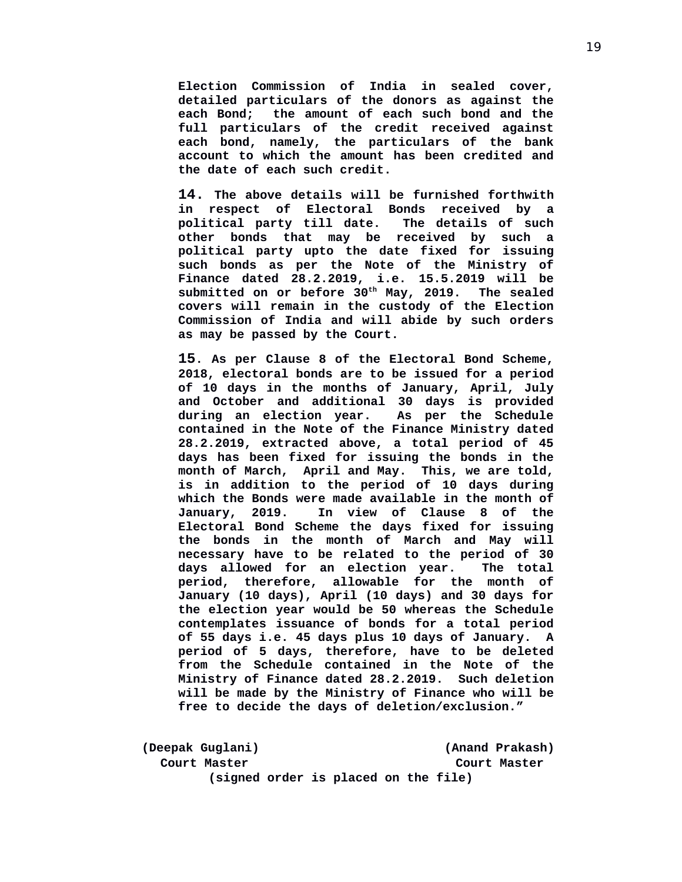**Election Commission of India in sealed cover, detailed particulars of the donors as against the each Bond; the amount of each such bond and the full particulars of the credit received against each bond, namely, the particulars of the bank account to which the amount has been credited and the date of each such credit.**

**14. The above details will be furnished forthwith in respect of Electoral Bonds received by a political party till date. The details of such other bonds that may be received by such a political party upto the date fixed for issuing such bonds as per the Note of the Ministry of Finance dated 28.2.2019, i.e. 15.5.2019 will be submitted on or before 30th May, 2019. The sealed covers will remain in the custody of the Election Commission of India and will abide by such orders as may be passed by the Court.**

**15. As per Clause 8 of the Electoral Bond Scheme, 2018, electoral bonds are to be issued for a period of 10 days in the months of January, April, July and October and additional 30 days is provided during an election year. As per the Schedule contained in the Note of the Finance Ministry dated 28.2.2019, extracted above, a total period of 45 days has been fixed for issuing the bonds in the month of March, April and May. This, we are told, is in addition to the period of 10 days during which the Bonds were made available in the month of January, 2019. In view of Clause 8 of the Electoral Bond Scheme the days fixed for issuing the bonds in the month of March and May will necessary have to be related to the period of 30 days allowed for an election year. The total period, therefore, allowable for the month of January (10 days), April (10 days) and 30 days for the election year would be 50 whereas the Schedule contemplates issuance of bonds for a total period of 55 days i.e. 45 days plus 10 days of January. A period of 5 days, therefore, have to be deleted from the Schedule contained in the Note of the Ministry of Finance dated 28.2.2019. Such deletion will be made by the Ministry of Finance who will be free to decide the days of deletion/exclusion."**

**(Deepak Guglani)**
**Court Master**

**(Anand Prakash)**
**Court Master**

**(signed order is placed on the file)**